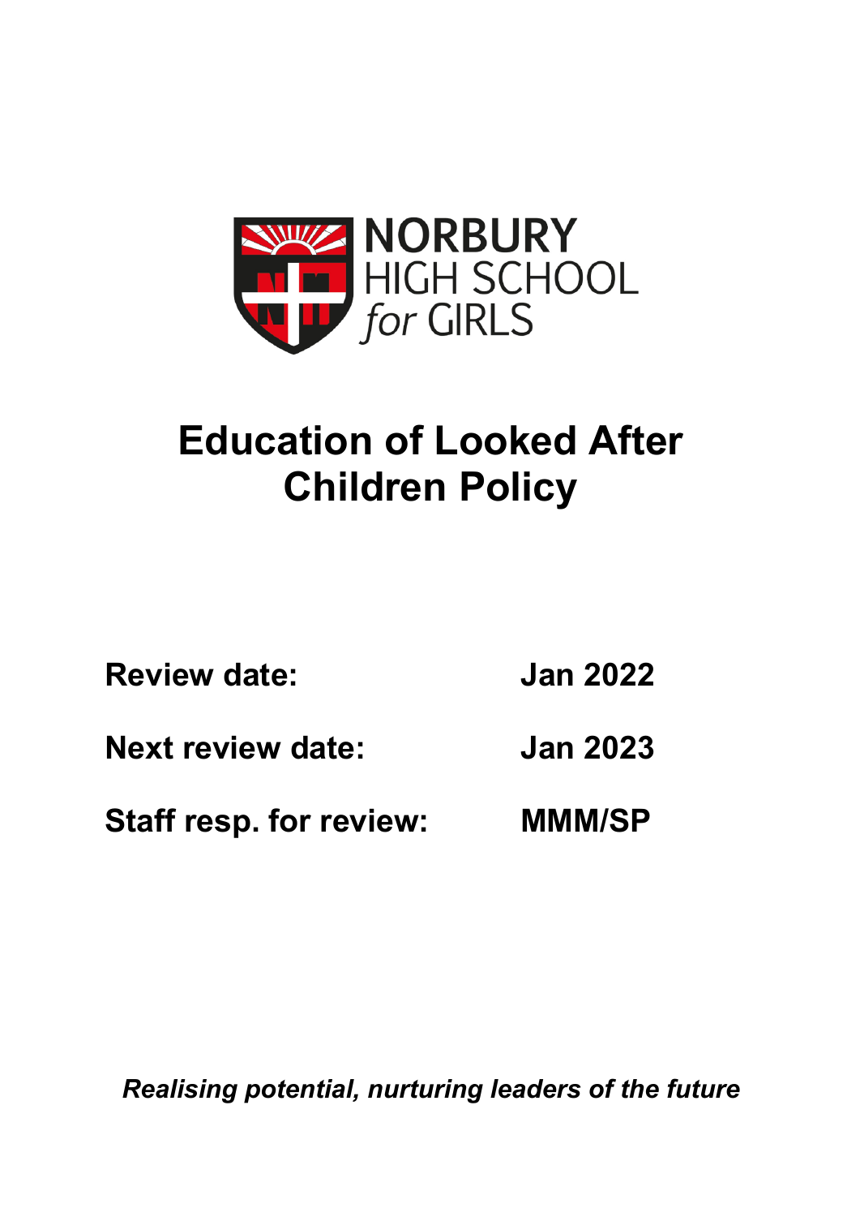NORBURY HIGH SCHOOL *for* GIRLS

# Education of Looked After Children Policy

| | |
|---|---|
| **Review date:** | **Jan 2022** |
| **Next review date:** | **Jan 2023** |
| **Staff resp. for review:** | **MMM/SP** |

***Realising potential, nurturing leaders of the future***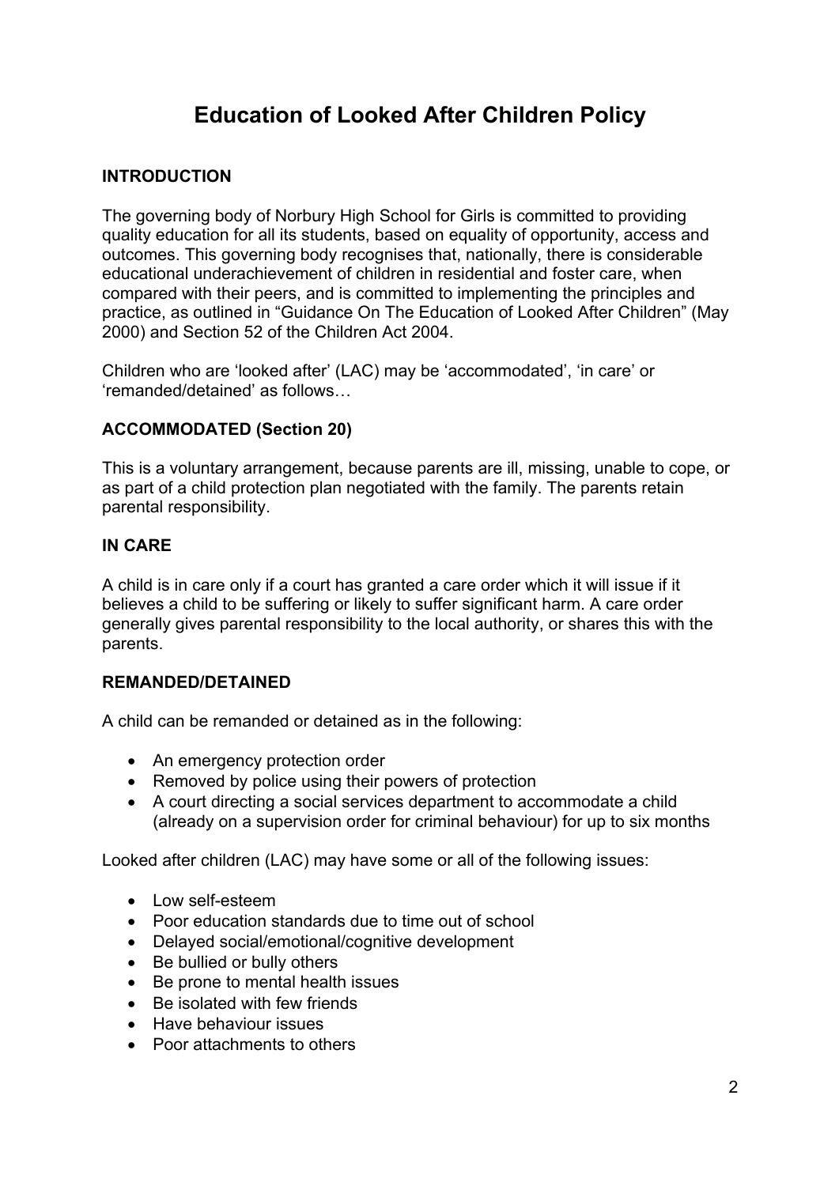# Education of Looked After Children Policy

## INTRODUCTION

The governing body of Norbury High School for Girls is committed to providing quality education for all its students, based on equality of opportunity, access and outcomes. This governing body recognises that, nationally, there is considerable educational underachievement of children in residential and foster care, when compared with their peers, and is committed to implementing the principles and practice, as outlined in "Guidance On The Education of Looked After Children" (May 2000) and Section 52 of the Children Act 2004.

Children who are 'looked after' (LAC) may be 'accommodated', 'in care' or 'remanded/detained' as follows…

## ACCOMMODATED (Section 20)

This is a voluntary arrangement, because parents are ill, missing, unable to cope, or as part of a child protection plan negotiated with the family. The parents retain parental responsibility.

## IN CARE

A child is in care only if a court has granted a care order which it will issue if it believes a child to be suffering or likely to suffer significant harm. A care order generally gives parental responsibility to the local authority, or shares this with the parents.

## REMANDED/DETAINED

A child can be remanded or detained as in the following:

- An emergency protection order
- Removed by police using their powers of protection
- A court directing a social services department to accommodate a child (already on a supervision order for criminal behaviour) for up to six months

Looked after children (LAC) may have some or all of the following issues:

- Low self-esteem
- Poor education standards due to time out of school
- Delayed social/emotional/cognitive development
- Be bullied or bully others
- Be prone to mental health issues
- Be isolated with few friends
- Have behaviour issues
- Poor attachments to others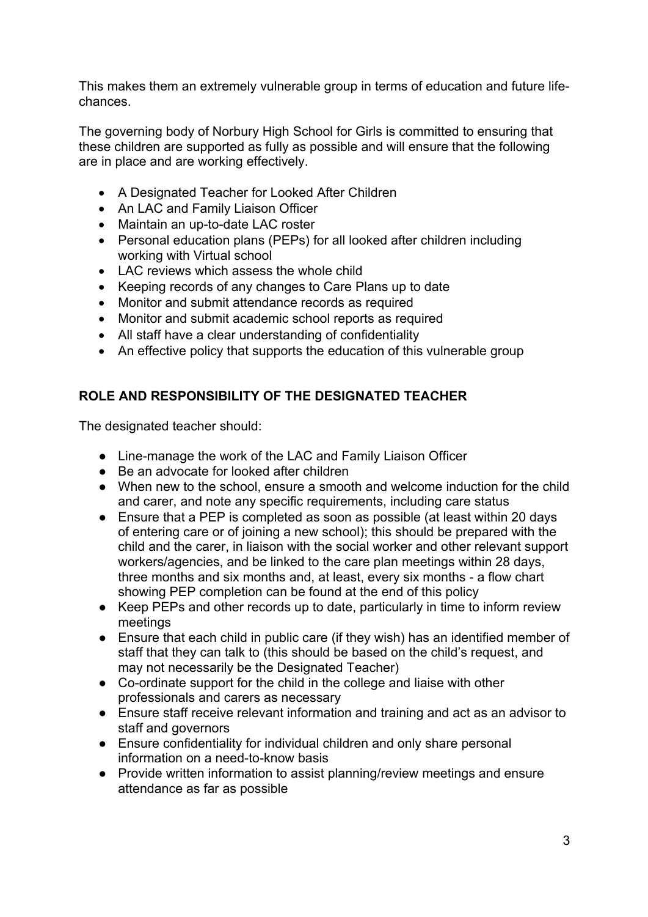This makes them an extremely vulnerable group in terms of education and future life-chances.

The governing body of Norbury High School for Girls is committed to ensuring that these children are supported as fully as possible and will ensure that the following are in place and are working effectively.

- A Designated Teacher for Looked After Children
- An LAC and Family Liaison Officer
- Maintain an up-to-date LAC roster
- Personal education plans (PEPs) for all looked after children including working with Virtual school
- LAC reviews which assess the whole child
- Keeping records of any changes to Care Plans up to date
- Monitor and submit attendance records as required
- Monitor and submit academic school reports as required
- All staff have a clear understanding of confidentiality
- An effective policy that supports the education of this vulnerable group

## ROLE AND RESPONSIBILITY OF THE DESIGNATED TEACHER

The designated teacher should:

- Line-manage the work of the LAC and Family Liaison Officer
- Be an advocate for looked after children
- When new to the school, ensure a smooth and welcome induction for the child and carer, and note any specific requirements, including care status
- Ensure that a PEP is completed as soon as possible (at least within 20 days of entering care or of joining a new school); this should be prepared with the child and the carer, in liaison with the social worker and other relevant support workers/agencies, and be linked to the care plan meetings within 28 days, three months and six months and, at least, every six months - a flow chart showing PEP completion can be found at the end of this policy
- Keep PEPs and other records up to date, particularly in time to inform review meetings
- Ensure that each child in public care (if they wish) has an identified member of staff that they can talk to (this should be based on the child's request, and may not necessarily be the Designated Teacher)
- Co-ordinate support for the child in the college and liaise with other professionals and carers as necessary
- Ensure staff receive relevant information and training and act as an advisor to staff and governors
- Ensure confidentiality for individual children and only share personal information on a need-to-know basis
- Provide written information to assist planning/review meetings and ensure attendance as far as possible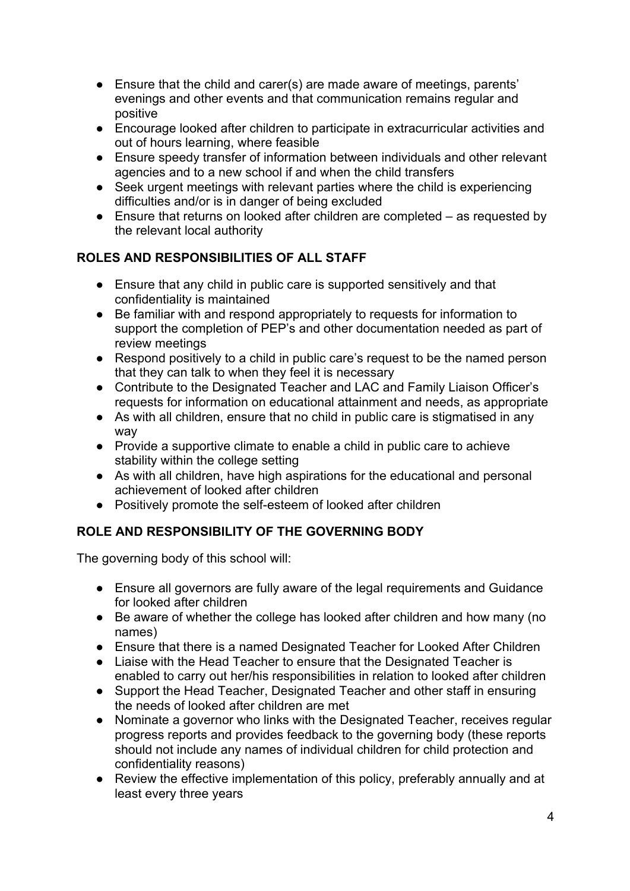- Ensure that the child and carer(s) are made aware of meetings, parents' evenings and other events and that communication remains regular and positive
- Encourage looked after children to participate in extracurricular activities and out of hours learning, where feasible
- Ensure speedy transfer of information between individuals and other relevant agencies and to a new school if and when the child transfers
- Seek urgent meetings with relevant parties where the child is experiencing difficulties and/or is in danger of being excluded
- Ensure that returns on looked after children are completed – as requested by the relevant local authority

## ROLES AND RESPONSIBILITIES OF ALL STAFF

- Ensure that any child in public care is supported sensitively and that confidentiality is maintained
- Be familiar with and respond appropriately to requests for information to support the completion of PEP's and other documentation needed as part of review meetings
- Respond positively to a child in public care's request to be the named person that they can talk to when they feel it is necessary
- Contribute to the Designated Teacher and LAC and Family Liaison Officer's requests for information on educational attainment and needs, as appropriate
- As with all children, ensure that no child in public care is stigmatised in any way
- Provide a supportive climate to enable a child in public care to achieve stability within the college setting
- As with all children, have high aspirations for the educational and personal achievement of looked after children
- Positively promote the self-esteem of looked after children

## ROLE AND RESPONSIBILITY OF THE GOVERNING BODY

The governing body of this school will:

- Ensure all governors are fully aware of the legal requirements and Guidance for looked after children
- Be aware of whether the college has looked after children and how many (no names)
- Ensure that there is a named Designated Teacher for Looked After Children
- Liaise with the Head Teacher to ensure that the Designated Teacher is enabled to carry out her/his responsibilities in relation to looked after children
- Support the Head Teacher, Designated Teacher and other staff in ensuring the needs of looked after children are met
- Nominate a governor who links with the Designated Teacher, receives regular progress reports and provides feedback to the governing body (these reports should not include any names of individual children for child protection and confidentiality reasons)
- Review the effective implementation of this policy, preferably annually and at least every three years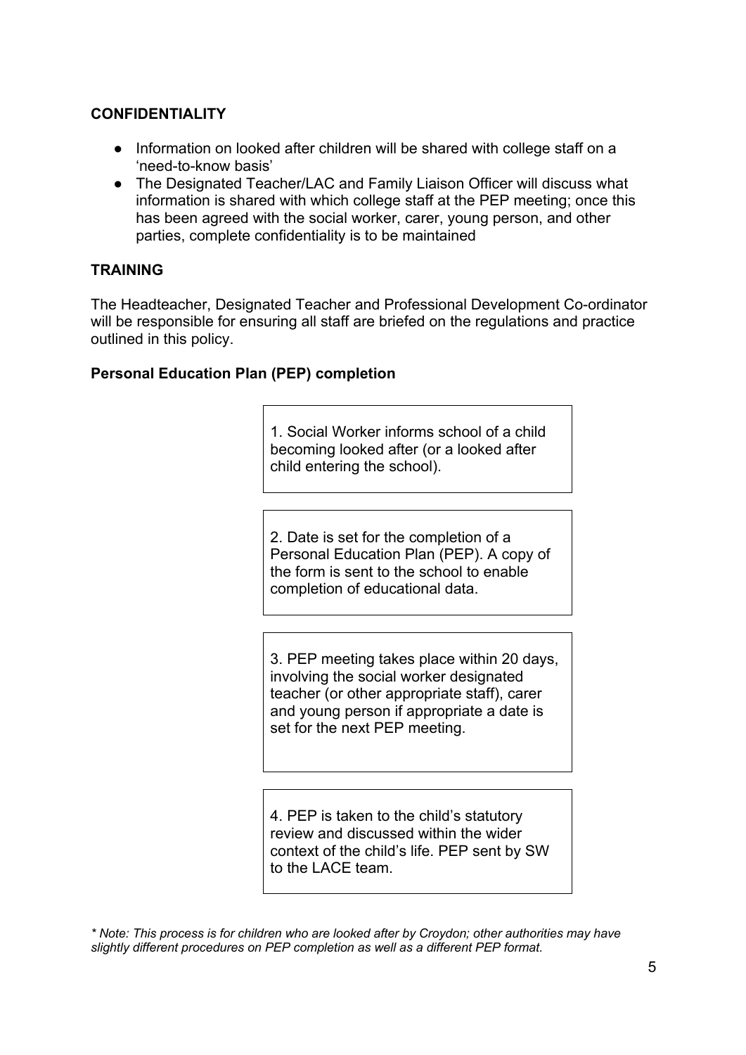## CONFIDENTIALITY

- Information on looked after children will be shared with college staff on a 'need-to-know basis'
- The Designated Teacher/LAC and Family Liaison Officer will discuss what information is shared with which college staff at the PEP meeting; once this has been agreed with the social worker, carer, young person, and other parties, complete confidentiality is to be maintained

## TRAINING

The Headteacher, Designated Teacher and Professional Development Co-ordinator will be responsible for ensuring all staff are briefed on the regulations and practice outlined in this policy.

## Personal Education Plan (PEP) completion

1. Social Worker informs school of a child becoming looked after (or a looked after child entering the school).

2. Date is set for the completion of a Personal Education Plan (PEP). A copy of the form is sent to the school to enable completion of educational data.

3. PEP meeting takes place within 20 days, involving the social worker designated teacher (or other appropriate staff), carer and young person if appropriate a date is set for the next PEP meeting.

4. PEP is taken to the child's statutory review and discussed within the wider context of the child's life. PEP sent by SW to the LACE team.

*\* Note: This process is for children who are looked after by Croydon; other authorities may have slightly different procedures on PEP completion as well as a different PEP format.*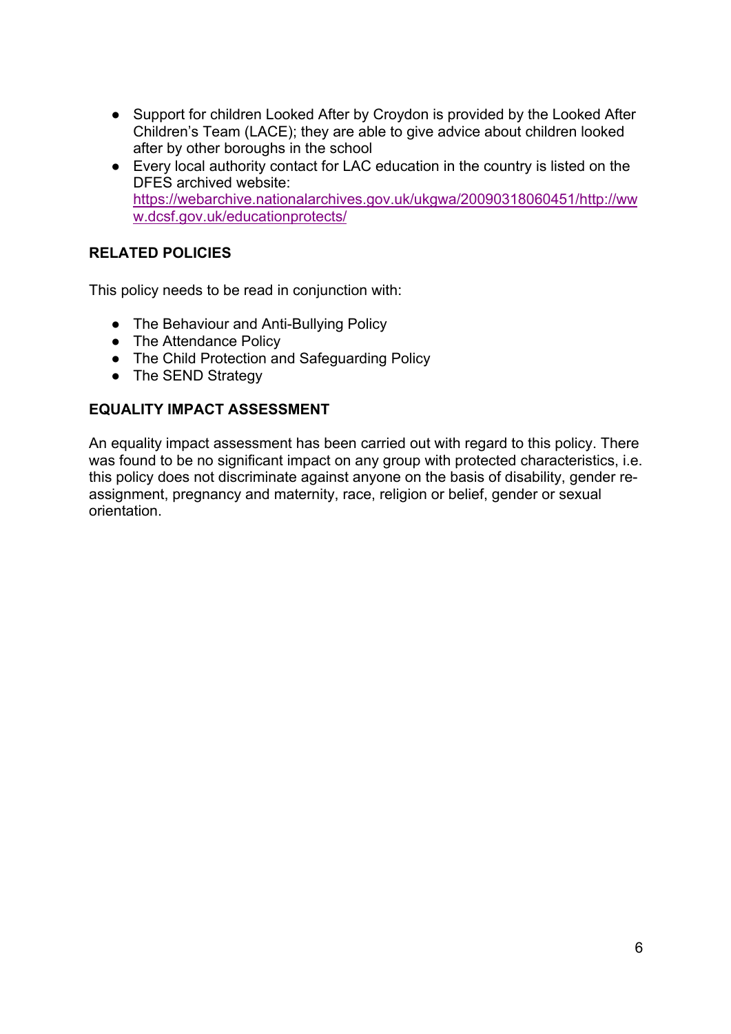- Support for children Looked After by Croydon is provided by the Looked After Children's Team (LACE); they are able to give advice about children looked after by other boroughs in the school
- Every local authority contact for LAC education in the country is listed on the DFES archived website: https://webarchive.nationalarchives.gov.uk/ukgwa/20090318060451/http://www.dcsf.gov.uk/educationprotects/

## RELATED POLICIES

This policy needs to be read in conjunction with:

- The Behaviour and Anti-Bullying Policy
- The Attendance Policy
- The Child Protection and Safeguarding Policy
- The SEND Strategy

## EQUALITY IMPACT ASSESSMENT

An equality impact assessment has been carried out with regard to this policy. There was found to be no significant impact on any group with protected characteristics, i.e. this policy does not discriminate against anyone on the basis of disability, gender re-assignment, pregnancy and maternity, race, religion or belief, gender or sexual orientation.